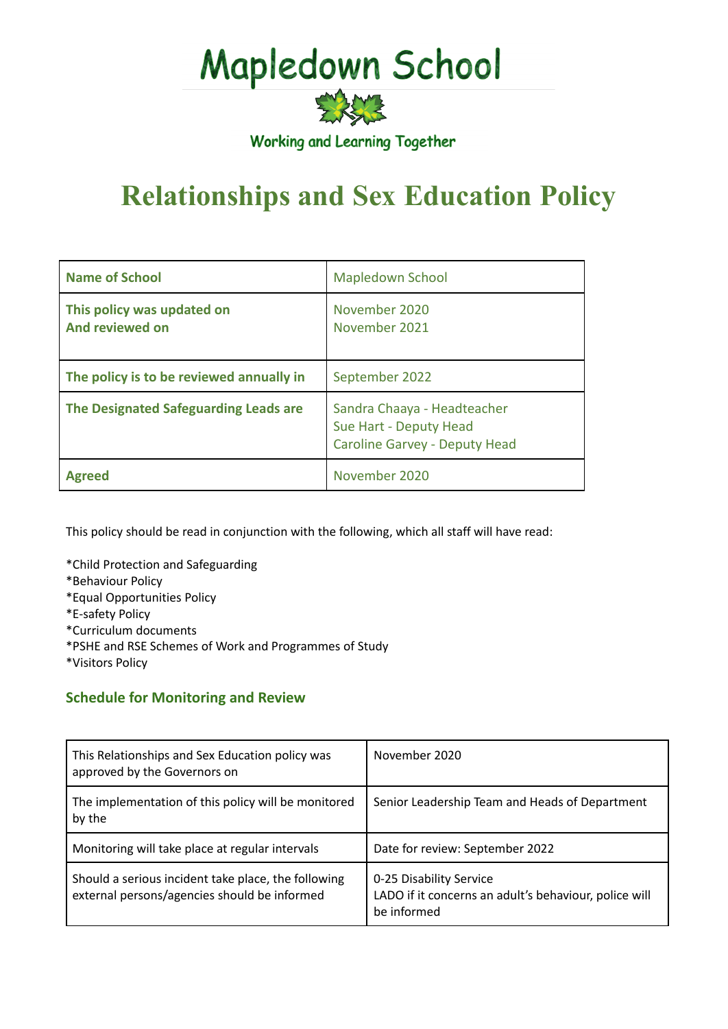# Mapledown School

Working and Learning Together

# Relationships and Sex Education Policy

| Name of School | Mapledown School |
|---|---|
| This policy was updated on<br>And reviewed on | November 2020<br>November 2021 |
| The policy is to be reviewed annually in | September 2022 |
| The Designated Safeguarding Leads are | Sandra Chaaya - Headteacher<br>Sue Hart - Deputy Head<br>Caroline Garvey - Deputy Head |
| Agreed | November 2020 |

This policy should be read in conjunction with the following, which all staff will have read:

*Child Protection and Safeguarding
*Behaviour Policy
*Equal Opportunities Policy
*E-safety Policy
*Curriculum documents
*PSHE and RSE Schemes of Work and Programmes of Study
*Visitors Policy

### Schedule for Monitoring and Review

| This Relationships and Sex Education policy was approved by the Governors on | November 2020 |
|---|---|
| The implementation of this policy will be monitored by the | Senior Leadership Team and Heads of Department |
| Monitoring will take place at regular intervals | Date for review: September 2022 |
| Should a serious incident take place, the following external persons/agencies should be informed | 0-25 Disability Service<br>LADO if it concerns an adult's behaviour, police will be informed |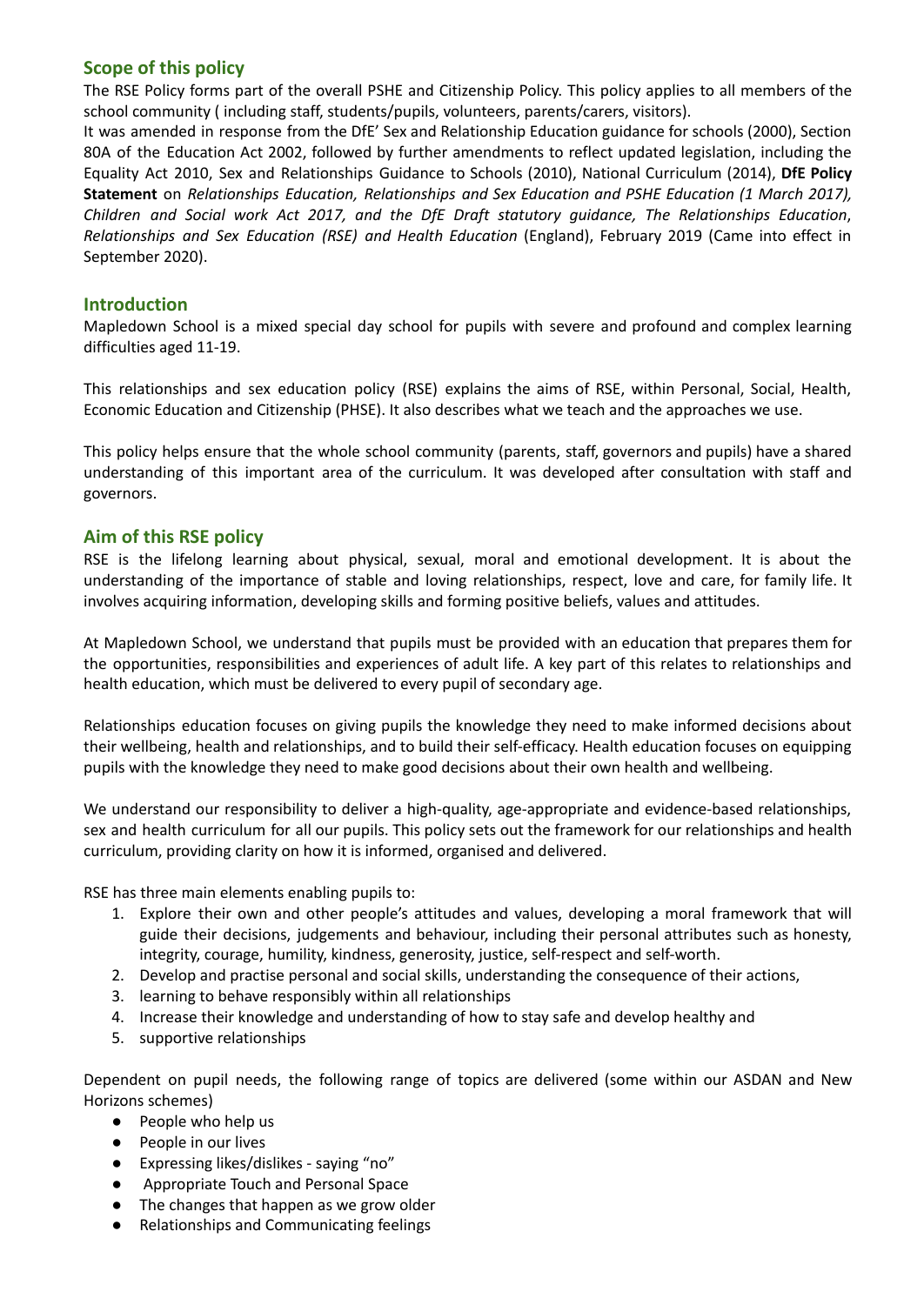## Scope of this policy

The RSE Policy forms part of the overall PSHE and Citizenship Policy. This policy applies to all members of the school community ( including staff, students/pupils, volunteers, parents/carers, visitors).

It was amended in response from the DfE' Sex and Relationship Education guidance for schools (2000), Section 80A of the Education Act 2002, followed by further amendments to reflect updated legislation, including the Equality Act 2010, Sex and Relationships Guidance to Schools (2010), National Curriculum (2014), **DfE Policy Statement** on *Relationships Education, Relationships and Sex Education and PSHE Education (1 March 2017), Children and Social work Act 2017, and the DfE Draft statutory guidance, The Relationships Education*, *Relationships and Sex Education (RSE) and Health Education* (England), February 2019 (Came into effect in September 2020).

## Introduction

Mapledown School is a mixed special day school for pupils with severe and profound and complex learning difficulties aged 11-19.

This relationships and sex education policy (RSE) explains the aims of RSE, within Personal, Social, Health, Economic Education and Citizenship (PHSE). It also describes what we teach and the approaches we use.

This policy helps ensure that the whole school community (parents, staff, governors and pupils) have a shared understanding of this important area of the curriculum. It was developed after consultation with staff and governors.

## Aim of this RSE policy

RSE is the lifelong learning about physical, sexual, moral and emotional development. It is about the understanding of the importance of stable and loving relationships, respect, love and care, for family life. It involves acquiring information, developing skills and forming positive beliefs, values and attitudes.

At Mapledown School, we understand that pupils must be provided with an education that prepares them for the opportunities, responsibilities and experiences of adult life. A key part of this relates to relationships and health education, which must be delivered to every pupil of secondary age.

Relationships education focuses on giving pupils the knowledge they need to make informed decisions about their wellbeing, health and relationships, and to build their self-efficacy. Health education focuses on equipping pupils with the knowledge they need to make good decisions about their own health and wellbeing.

We understand our responsibility to deliver a high-quality, age-appropriate and evidence-based relationships, sex and health curriculum for all our pupils. This policy sets out the framework for our relationships and health curriculum, providing clarity on how it is informed, organised and delivered.

RSE has three main elements enabling pupils to:

1. Explore their own and other people's attitudes and values, developing a moral framework that will guide their decisions, judgements and behaviour, including their personal attributes such as honesty, integrity, courage, humility, kindness, generosity, justice, self-respect and self-worth.
2. Develop and practise personal and social skills, understanding the consequence of their actions,
3. learning to behave responsibly within all relationships
4. Increase their knowledge and understanding of how to stay safe and develop healthy and
5. supportive relationships

Dependent on pupil needs, the following range of topics are delivered (some within our ASDAN and New Horizons schemes)

- People who help us
- People in our lives
- Expressing likes/dislikes - saying "no"
- Appropriate Touch and Personal Space
- The changes that happen as we grow older
- Relationships and Communicating feelings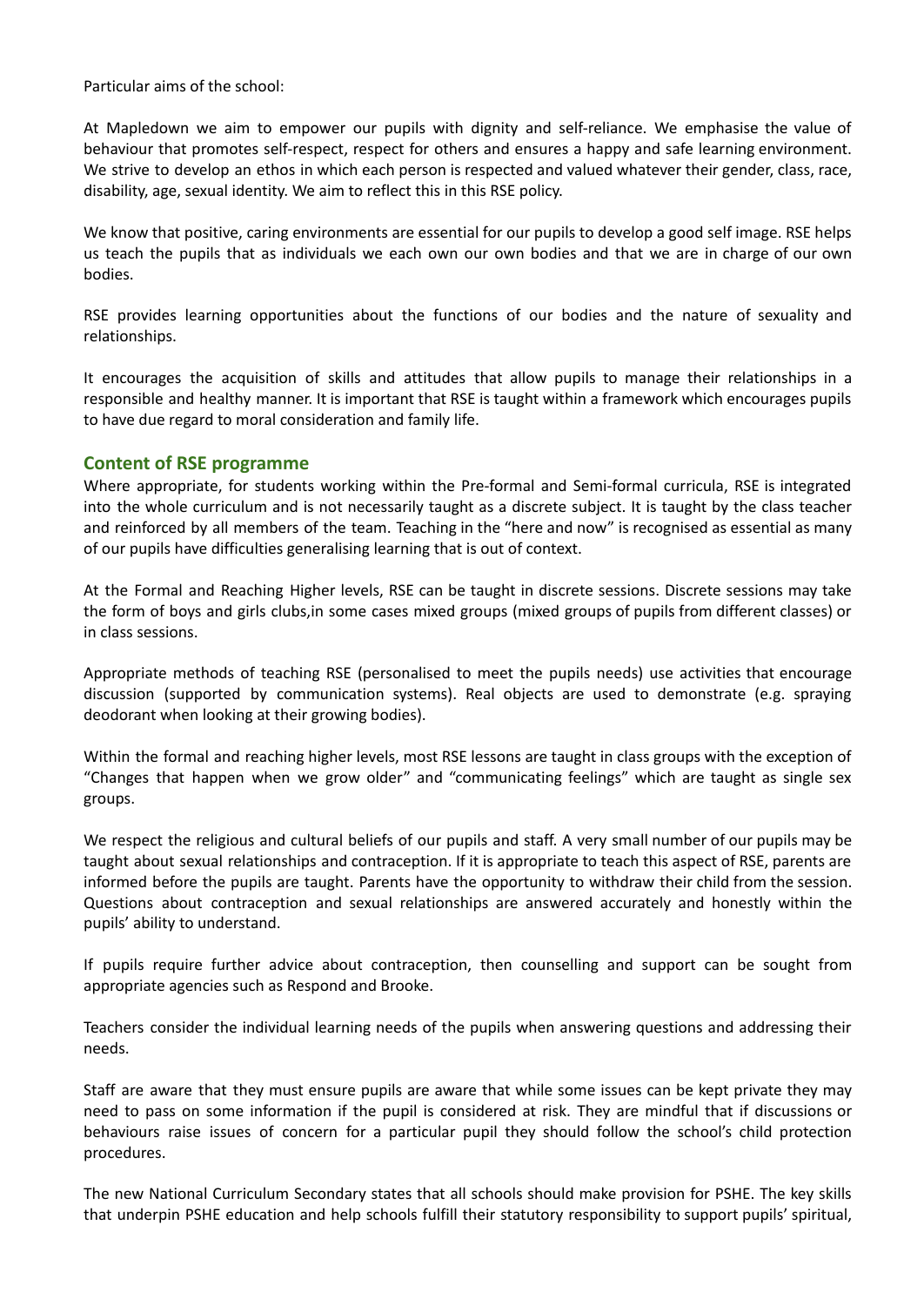Particular aims of the school:

At Mapledown we aim to empower our pupils with dignity and self-reliance. We emphasise the value of behaviour that promotes self-respect, respect for others and ensures a happy and safe learning environment. We strive to develop an ethos in which each person is respected and valued whatever their gender, class, race, disability, age, sexual identity. We aim to reflect this in this RSE policy.

We know that positive, caring environments are essential for our pupils to develop a good self image. RSE helps us teach the pupils that as individuals we each own our own bodies and that we are in charge of our own bodies.

RSE provides learning opportunities about the functions of our bodies and the nature of sexuality and relationships.

It encourages the acquisition of skills and attitudes that allow pupils to manage their relationships in a responsible and healthy manner. It is important that RSE is taught within a framework which encourages pupils to have due regard to moral consideration and family life.

## Content of RSE programme

Where appropriate, for students working within the Pre-formal and Semi-formal curricula, RSE is integrated into the whole curriculum and is not necessarily taught as a discrete subject. It is taught by the class teacher and reinforced by all members of the team. Teaching in the "here and now" is recognised as essential as many of our pupils have difficulties generalising learning that is out of context.

At the Formal and Reaching Higher levels, RSE can be taught in discrete sessions. Discrete sessions may take the form of boys and girls clubs,in some cases mixed groups (mixed groups of pupils from different classes) or in class sessions.

Appropriate methods of teaching RSE (personalised to meet the pupils needs) use activities that encourage discussion (supported by communication systems). Real objects are used to demonstrate (e.g. spraying deodorant when looking at their growing bodies).

Within the formal and reaching higher levels, most RSE lessons are taught in class groups with the exception of "Changes that happen when we grow older" and "communicating feelings" which are taught as single sex groups.

We respect the religious and cultural beliefs of our pupils and staff. A very small number of our pupils may be taught about sexual relationships and contraception. If it is appropriate to teach this aspect of RSE, parents are informed before the pupils are taught. Parents have the opportunity to withdraw their child from the session. Questions about contraception and sexual relationships are answered accurately and honestly within the pupils' ability to understand.

If pupils require further advice about contraception, then counselling and support can be sought from appropriate agencies such as Respond and Brooke.

Teachers consider the individual learning needs of the pupils when answering questions and addressing their needs.

Staff are aware that they must ensure pupils are aware that while some issues can be kept private they may need to pass on some information if the pupil is considered at risk. They are mindful that if discussions or behaviours raise issues of concern for a particular pupil they should follow the school's child protection procedures.

The new National Curriculum Secondary states that all schools should make provision for PSHE. The key skills that underpin PSHE education and help schools fulfill their statutory responsibility to support pupils' spiritual,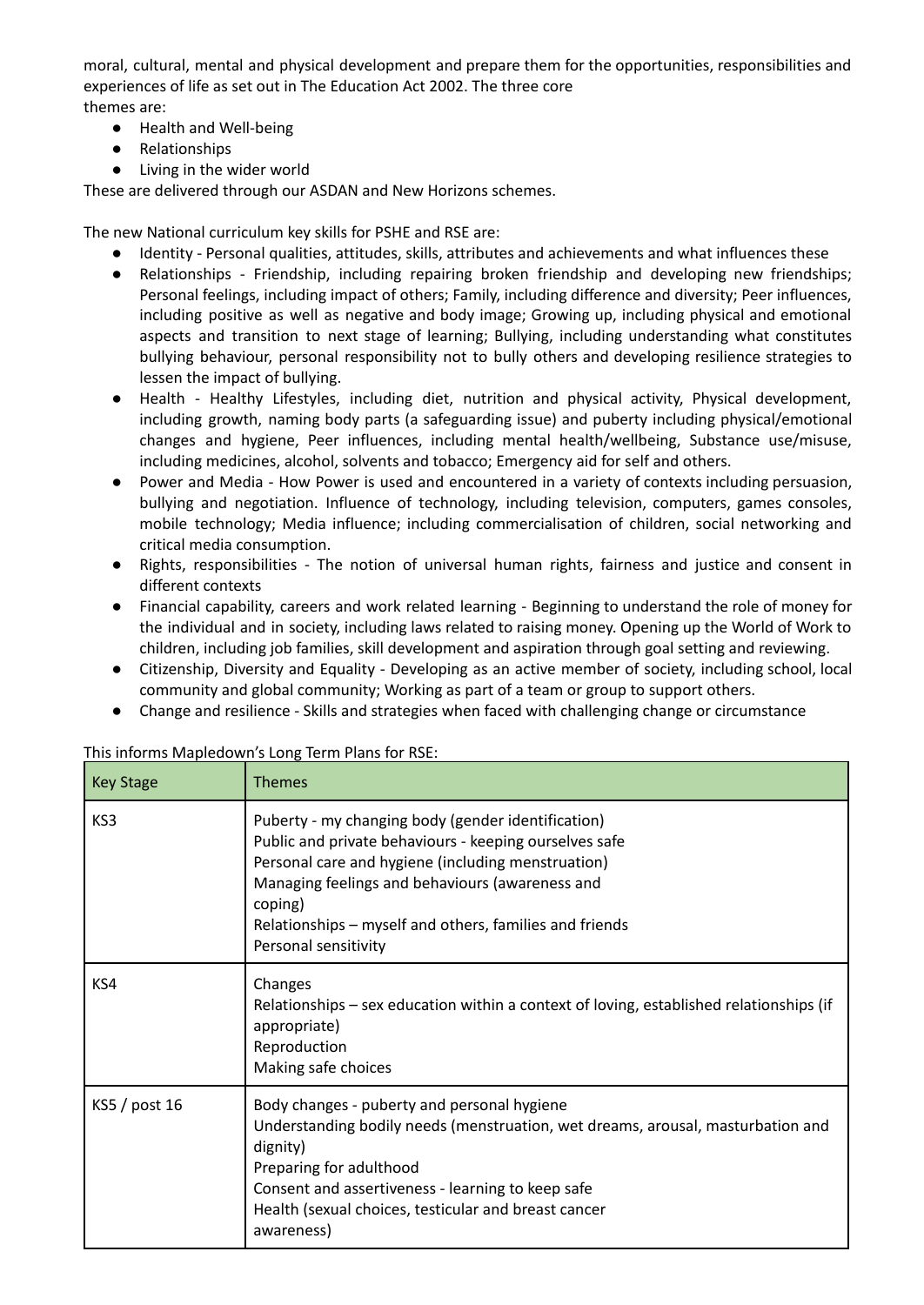moral, cultural, mental and physical development and prepare them for the opportunities, responsibilities and experiences of life as set out in The Education Act 2002. The three core themes are:

- Health and Well-being
- Relationships
- Living in the wider world

These are delivered through our ASDAN and New Horizons schemes.

The new National curriculum key skills for PSHE and RSE are:

- Identity - Personal qualities, attitudes, skills, attributes and achievements and what influences these
- Relationships - Friendship, including repairing broken friendship and developing new friendships; Personal feelings, including impact of others; Family, including difference and diversity; Peer influences, including positive as well as negative and body image; Growing up, including physical and emotional aspects and transition to next stage of learning; Bullying, including understanding what constitutes bullying behaviour, personal responsibility not to bully others and developing resilience strategies to lessen the impact of bullying.
- Health - Healthy Lifestyles, including diet, nutrition and physical activity, Physical development, including growth, naming body parts (a safeguarding issue) and puberty including physical/emotional changes and hygiene, Peer influences, including mental health/wellbeing, Substance use/misuse, including medicines, alcohol, solvents and tobacco; Emergency aid for self and others.
- Power and Media - How Power is used and encountered in a variety of contexts including persuasion, bullying and negotiation. Influence of technology, including television, computers, games consoles, mobile technology; Media influence; including commercialisation of children, social networking and critical media consumption.
- Rights, responsibilities - The notion of universal human rights, fairness and justice and consent in different contexts
- Financial capability, careers and work related learning - Beginning to understand the role of money for the individual and in society, including laws related to raising money. Opening up the World of Work to children, including job families, skill development and aspiration through goal setting and reviewing.
- Citizenship, Diversity and Equality - Developing as an active member of society, including school, local community and global community; Working as part of a team or group to support others.
- Change and resilience - Skills and strategies when faced with challenging change or circumstance

This informs Mapledown's Long Term Plans for RSE:

| Key Stage | Themes |
| --- | --- |
| KS3 | Puberty - my changing body (gender identification)<br>Public and private behaviours - keeping ourselves safe<br>Personal care and hygiene (including menstruation)<br>Managing feelings and behaviours (awareness and coping)<br>Relationships – myself and others, families and friends<br>Personal sensitivity |
| KS4 | Changes<br>Relationships – sex education within a context of loving, established relationships (if appropriate)<br>Reproduction<br>Making safe choices |
| KS5 / post 16 | Body changes - puberty and personal hygiene<br>Understanding bodily needs (menstruation, wet dreams, arousal, masturbation and dignity)<br>Preparing for adulthood<br>Consent and assertiveness - learning to keep safe<br>Health (sexual choices, testicular and breast cancer awareness) |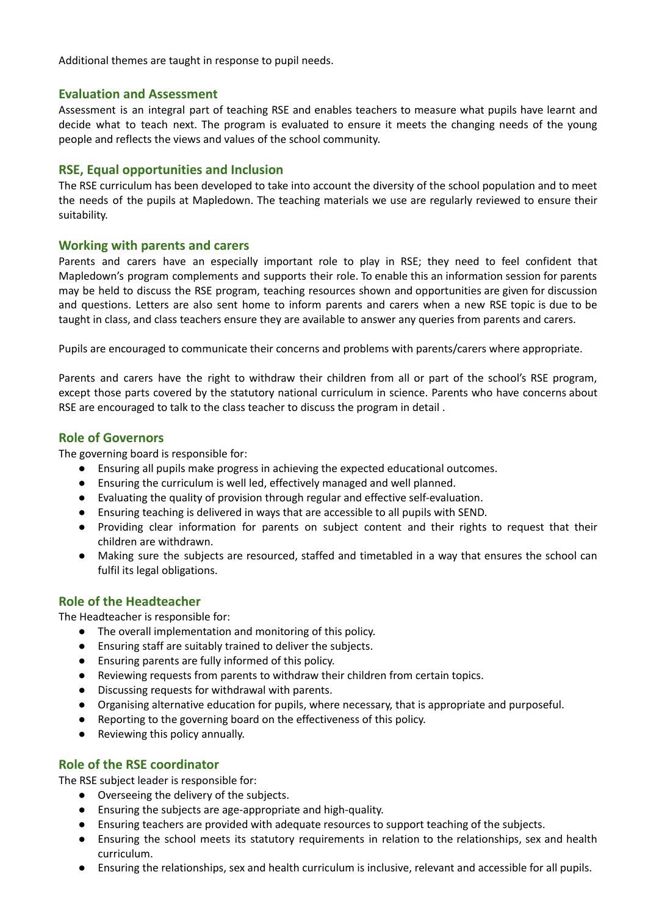Additional themes are taught in response to pupil needs.

## Evaluation and Assessment

Assessment is an integral part of teaching RSE and enables teachers to measure what pupils have learnt and decide what to teach next. The program is evaluated to ensure it meets the changing needs of the young people and reflects the views and values of the school community.

## RSE, Equal opportunities and Inclusion

The RSE curriculum has been developed to take into account the diversity of the school population and to meet the needs of the pupils at Mapledown. The teaching materials we use are regularly reviewed to ensure their suitability.

## Working with parents and carers

Parents and carers have an especially important role to play in RSE; they need to feel confident that Mapledown's program complements and supports their role. To enable this an information session for parents may be held to discuss the RSE program, teaching resources shown and opportunities are given for discussion and questions. Letters are also sent home to inform parents and carers when a new RSE topic is due to be taught in class, and class teachers ensure they are available to answer any queries from parents and carers.

Pupils are encouraged to communicate their concerns and problems with parents/carers where appropriate.

Parents and carers have the right to withdraw their children from all or part of the school's RSE program, except those parts covered by the statutory national curriculum in science. Parents who have concerns about RSE are encouraged to talk to the class teacher to discuss the program in detail .

## Role of Governors

The governing board is responsible for:

- Ensuring all pupils make progress in achieving the expected educational outcomes.
- Ensuring the curriculum is well led, effectively managed and well planned.
- Evaluating the quality of provision through regular and effective self-evaluation.
- Ensuring teaching is delivered in ways that are accessible to all pupils with SEND.
- Providing clear information for parents on subject content and their rights to request that their children are withdrawn.
- Making sure the subjects are resourced, staffed and timetabled in a way that ensures the school can fulfil its legal obligations.

## Role of the Headteacher

The Headteacher is responsible for:

- The overall implementation and monitoring of this policy.
- Ensuring staff are suitably trained to deliver the subjects.
- Ensuring parents are fully informed of this policy.
- Reviewing requests from parents to withdraw their children from certain topics.
- Discussing requests for withdrawal with parents.
- Organising alternative education for pupils, where necessary, that is appropriate and purposeful.
- Reporting to the governing board on the effectiveness of this policy.
- Reviewing this policy annually.

## Role of the RSE coordinator

The RSE subject leader is responsible for:

- Overseeing the delivery of the subjects.
- Ensuring the subjects are age-appropriate and high-quality.
- Ensuring teachers are provided with adequate resources to support teaching of the subjects.
- Ensuring the school meets its statutory requirements in relation to the relationships, sex and health curriculum.
- Ensuring the relationships, sex and health curriculum is inclusive, relevant and accessible for all pupils.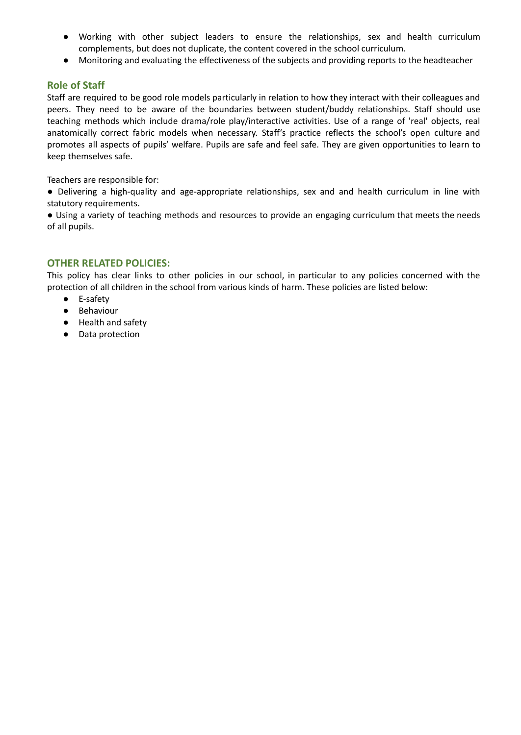- Working with other subject leaders to ensure the relationships, sex and health curriculum complements, but does not duplicate, the content covered in the school curriculum.
- Monitoring and evaluating the effectiveness of the subjects and providing reports to the headteacher

## Role of Staff

Staff are required to be good role models particularly in relation to how they interact with their colleagues and peers. They need to be aware of the boundaries between student/buddy relationships. Staff should use teaching methods which include drama/role play/interactive activities. Use of a range of 'real' objects, real anatomically correct fabric models when necessary. Staff's practice reflects the school's open culture and promotes all aspects of pupils' welfare. Pupils are safe and feel safe. They are given opportunities to learn to keep themselves safe.

Teachers are responsible for:

- Delivering a high-quality and age-appropriate relationships, sex and and health curriculum in line with statutory requirements.
- Using a variety of teaching methods and resources to provide an engaging curriculum that meets the needs of all pupils.

## OTHER RELATED POLICIES:

This policy has clear links to other policies in our school, in particular to any policies concerned with the protection of all children in the school from various kinds of harm. These policies are listed below:

- E-safety
- Behaviour
- Health and safety
- Data protection